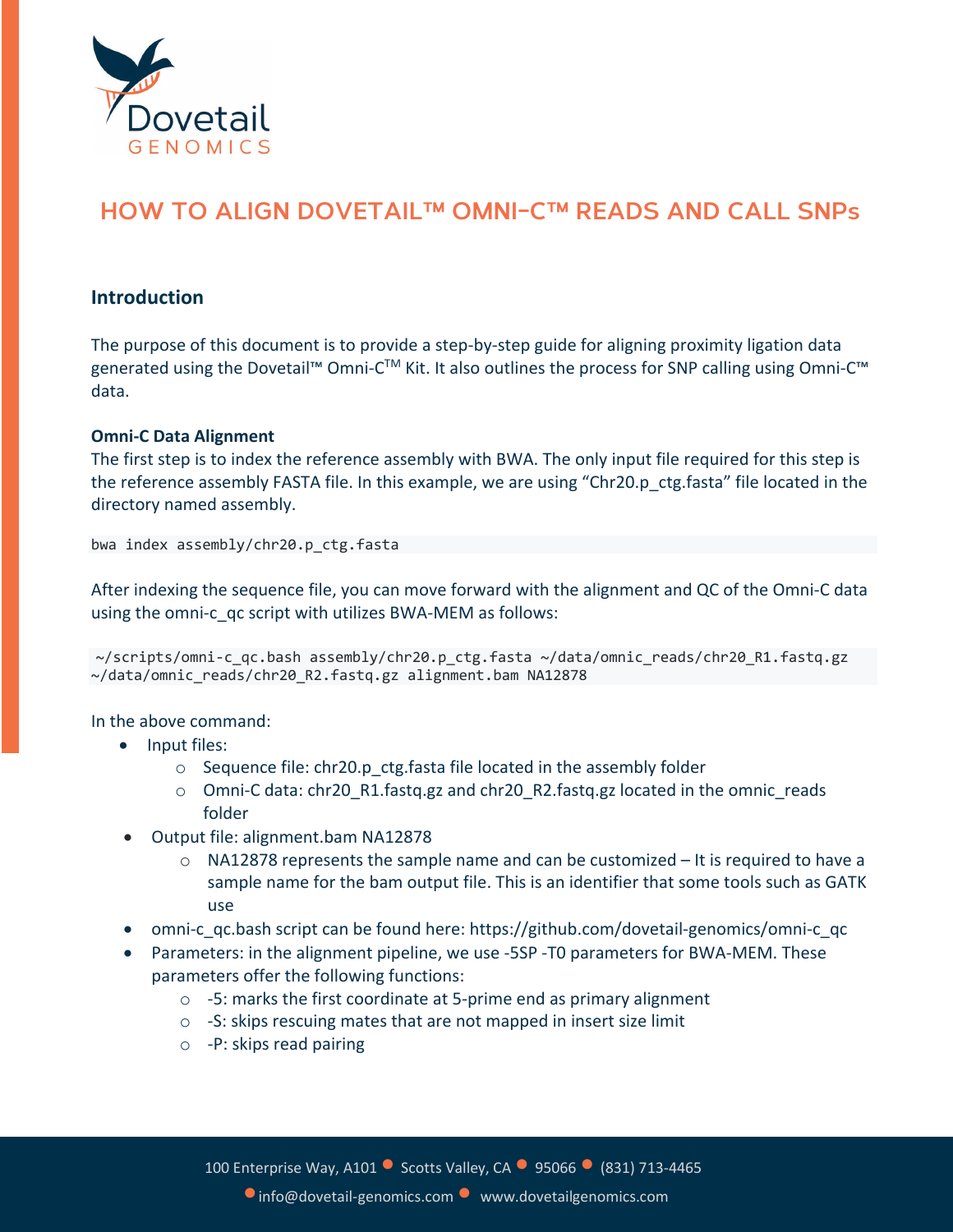# HOW TO ALIGN DOVETAIL™ OMNI-C™ READS AND CALL SNPs

## Introduction

The purpose of this document is to provide a step-by-step guide for aligning proximity ligation data generated using the Dovetail™ Omni-C™ Kit. It also outlines the process for SNP calling using Omni-C™ data.

### Omni-C Data Alignment

The first step is to index the reference assembly with BWA. The only input file required for this step is the reference assembly FASTA file. In this example, we are using "Chr20.p_ctg.fasta" file located in the directory named assembly.

```
bwa index assembly/chr20.p_ctg.fasta
```

After indexing the sequence file, you can move forward with the alignment and QC of the Omni-C data using the omni-c_qc script with utilizes BWA-MEM as follows:

```
~/scripts/omni-c_qc.bash assembly/chr20.p_ctg.fasta ~/data/omnic_reads/chr20_R1.fastq.gz
~/data/omnic_reads/chr20_R2.fastq.gz alignment.bam NA12878
```

In the above command:

- Input files:
  - Sequence file: chr20.p_ctg.fasta file located in the assembly folder
  - Omni-C data: chr20_R1.fastq.gz and chr20_R2.fastq.gz located in the omnic_reads folder
- Output file: alignment.bam NA12878
  - NA12878 represents the sample name and can be customized – It is required to have a sample name for the bam output file. This is an identifier that some tools such as GATK use
- omni-c_qc.bash script can be found here: https://github.com/dovetail-genomics/omni-c_qc
- Parameters: in the alignment pipeline, we use -5SP -T0 parameters for BWA-MEM. These parameters offer the following functions:
  - -5: marks the first coordinate at 5-prime end as primary alignment
  - -S: skips rescuing mates that are not mapped in insert size limit
  - -P: skips read pairing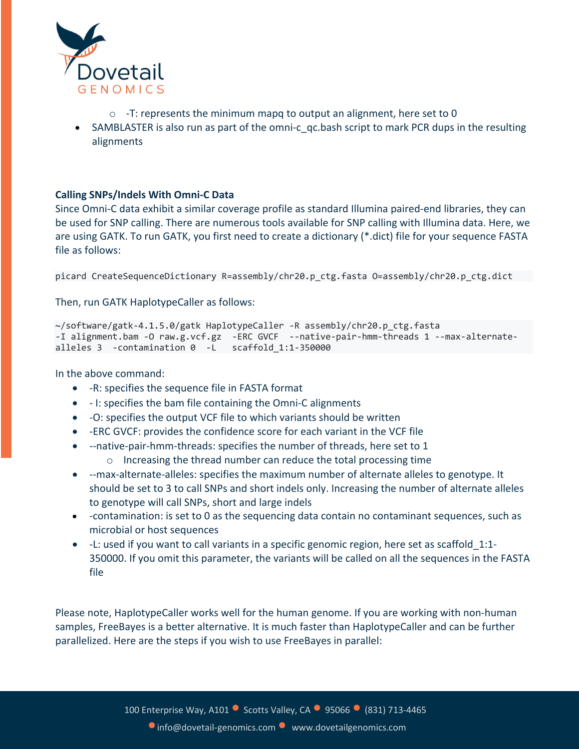- -T: represents the minimum mapq to output an alignment, here set to 0
- SAMBLASTER is also run as part of the omni-c_qc.bash script to mark PCR dups in the resulting alignments

**Calling SNPs/Indels With Omni-C Data**

Since Omni-C data exhibit a similar coverage profile as standard Illumina paired-end libraries, they can be used for SNP calling. There are numerous tools available for SNP calling with Illumina data. Here, we are using GATK. To run GATK, you first need to create a dictionary (*.dict) file for your sequence FASTA file as follows:

```
picard CreateSequenceDictionary R=assembly/chr20.p_ctg.fasta O=assembly/chr20.p_ctg.dict
```

Then, run GATK HaplotypeCaller as follows:

```
~/software/gatk-4.1.5.0/gatk HaplotypeCaller -R assembly/chr20.p_ctg.fasta
-I alignment.bam -O raw.g.vcf.gz  -ERC GVCF  --native-pair-hmm-threads 1 --max-alternate-
alleles 3  -contamination 0  -L   scaffold_1:1-350000
```

In the above command:

- -R: specifies the sequence file in FASTA format
- - I: specifies the bam file containing the Omni-C alignments
- -O: specifies the output VCF file to which variants should be written
- -ERC GVCF: provides the confidence score for each variant in the VCF file
- --native-pair-hmm-threads: specifies the number of threads, here set to 1
  - Increasing the thread number can reduce the total processing time
- --max-alternate-alleles: specifies the maximum number of alternate alleles to genotype. It should be set to 3 to call SNPs and short indels only. Increasing the number of alternate alleles to genotype will call SNPs, short and large indels
- -contamination: is set to 0 as the sequencing data contain no contaminant sequences, such as microbial or host sequences
- -L: used if you want to call variants in a specific genomic region, here set as scaffold_1:1-350000. If you omit this parameter, the variants will be called on all the sequences in the FASTA file

Please note, HaplotypeCaller works well for the human genome. If you are working with non-human samples, FreeBayes is a better alternative. It is much faster than HaplotypeCaller and can be further parallelized. Here are the steps if you wish to use FreeBayes in parallel: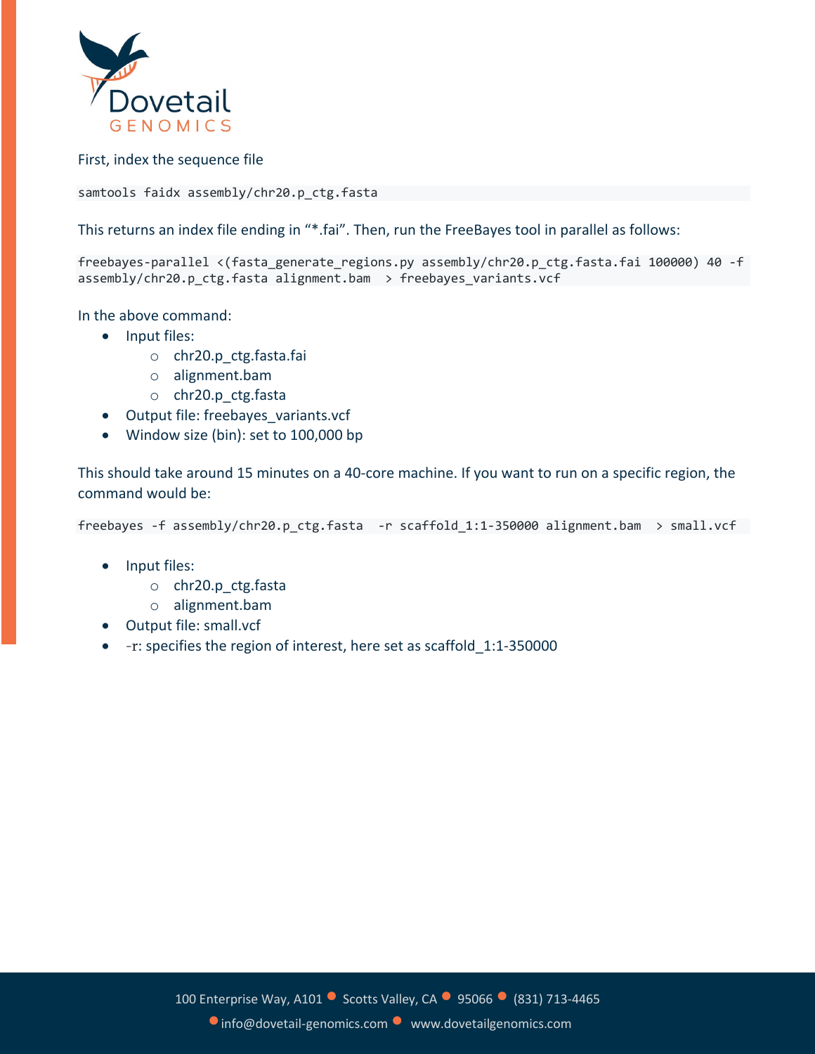First, index the sequence file

```
samtools faidx assembly/chr20.p_ctg.fasta
```

This returns an index file ending in "*.fai". Then, run the FreeBayes tool in parallel as follows:

```
freebayes-parallel <(fasta_generate_regions.py assembly/chr20.p_ctg.fasta.fai 100000) 40 -f assembly/chr20.p_ctg.fasta alignment.bam  > freebayes_variants.vcf
```

In the above command:

- Input files:
  - chr20.p_ctg.fasta.fai
  - alignment.bam
  - chr20.p_ctg.fasta
- Output file: freebayes_variants.vcf
- Window size (bin): set to 100,000 bp

This should take around 15 minutes on a 40-core machine. If you want to run on a specific region, the command would be:

```
freebayes -f assembly/chr20.p_ctg.fasta  -r scaffold_1:1-350000 alignment.bam  > small.vcf
```

- Input files:
  - chr20.p_ctg.fasta
  - alignment.bam
- Output file: small.vcf
- -r: specifies the region of interest, here set as scaffold_1:1-350000